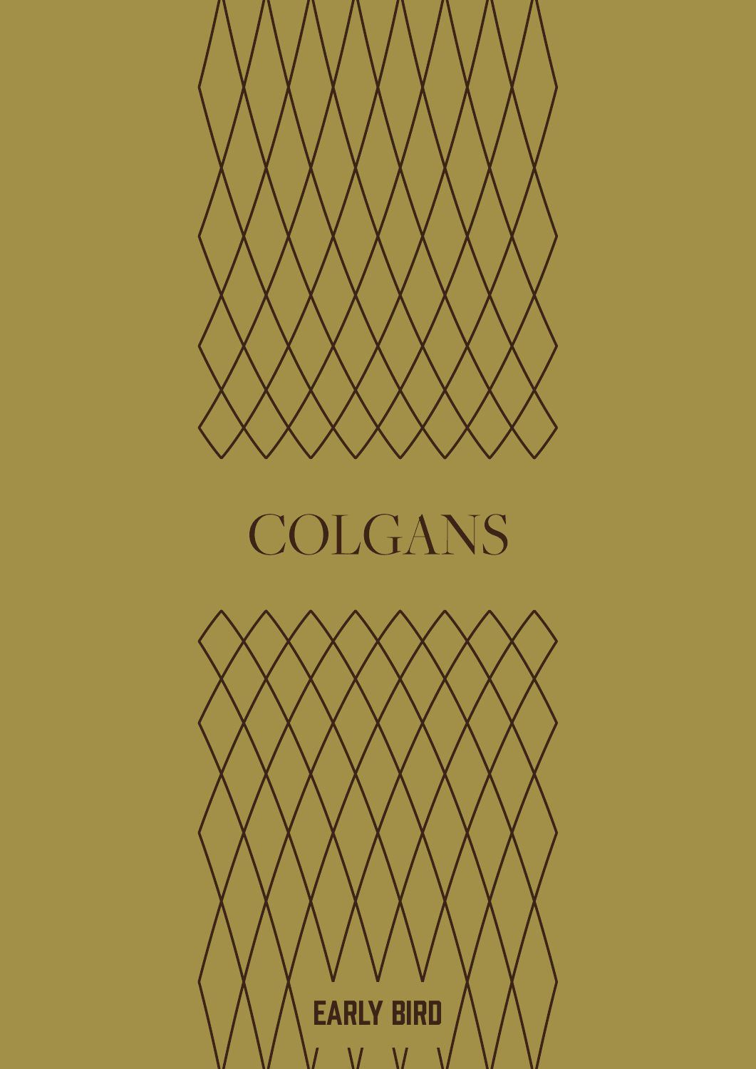# COLGANS

## EARLY BIRD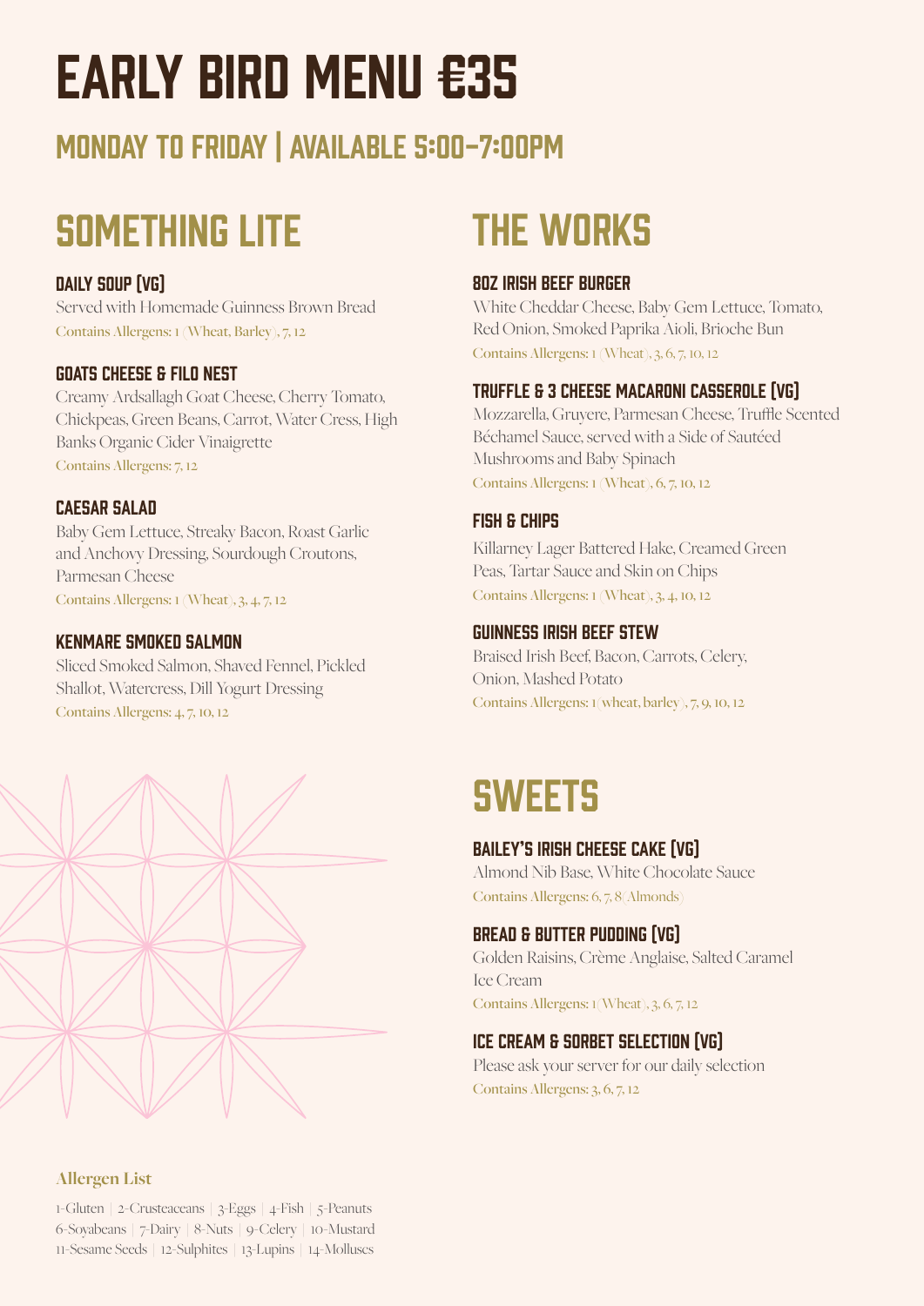# EARLY BIRD MENU €35

## MONDAY TO FRIDAY | AVAILABLE 5:00–7:00PM

## SOMETHING LITE

### DAILY SOUP [VG]

Served with Homemade Guinness Brown Bread

Contains Allergens: 1 (Wheat, Barley), 7, 12

### GOATS CHEESE & FILO NEST

Creamy Ardsallagh Goat Cheese, Cherry Tomato, Chickpeas, Green Beans, Carrot, Water Cress, High Banks Organic Cider Vinaigrette

Contains Allergens: 7, 12

### CAESAR SALAD

Baby Gem Lettuce, Streaky Bacon, Roast Garlic and Anchovy Dressing, Sourdough Croutons, Parmesan Cheese

Contains Allergens: 1 (Wheat), 3, 4, 7, 12

### KENMARE SMOKED SALMON

Sliced Smoked Salmon, Shaved Fennel, Pickled Shallot, Watercress, Dill Yogurt Dressing

Contains Allergens: 4, 7, 10, 12

## THE WORKS

### 8OZ IRISH BEEF BURGER

White Cheddar Cheese, Baby Gem Lettuce, Tomato, Red Onion, Smoked Paprika Aioli, Brioche Bun

Contains Allergens: 1 (Wheat), 3, 6, 7, 10, 12

### TRUFFLE & 3 CHEESE MACARONI CASSEROLE [VG]

Mozzarella, Gruyere, Parmesan Cheese, Truffle Scented Béchamel Sauce, served with a Side of Sautéed Mushrooms and Baby Spinach

Contains Allergens: 1 (Wheat), 6, 7, 10, 12

### FISH & CHIPS

Killarney Lager Battered Hake, Creamed Green Peas, Tartar Sauce and Skin on Chips

Contains Allergens: 1 (Wheat), 3, 4, 10, 12

### GUINNESS IRISH BEEF STEW

Braised Irish Beef, Bacon, Carrots, Celery, Onion, Mashed Potato

Contains Allergens: 1(wheat, barley), 7, 9, 10, 12

## SWEETS

### BAILEY'S IRISH CHEESE CAKE [VG]

Almond Nib Base, White Chocolate Sauce

Contains Allergens: 6, 7, 8(Almonds)

### BREAD & BUTTER PUDDING [VG]

Golden Raisins, Crème Anglaise, Salted Caramel Ice Cream

Contains Allergens: 1(Wheat), 3, 6, 7, 12

### ICE CREAM & SORBET SELECTION [VG]

Please ask your server for our daily selection

Contains Allergens: 3, 6, 7, 12

**Allergen List**

1-Gluten | 2-Crusteaceans | 3-Eggs | 4-Fish | 5-Peanuts
6-Soyabeans | 7-Dairy | 8-Nuts | 9-Celery | 10-Mustard
11-Sesame Seeds | 12-Sulphites | 13-Lupins | 14-Molluscs